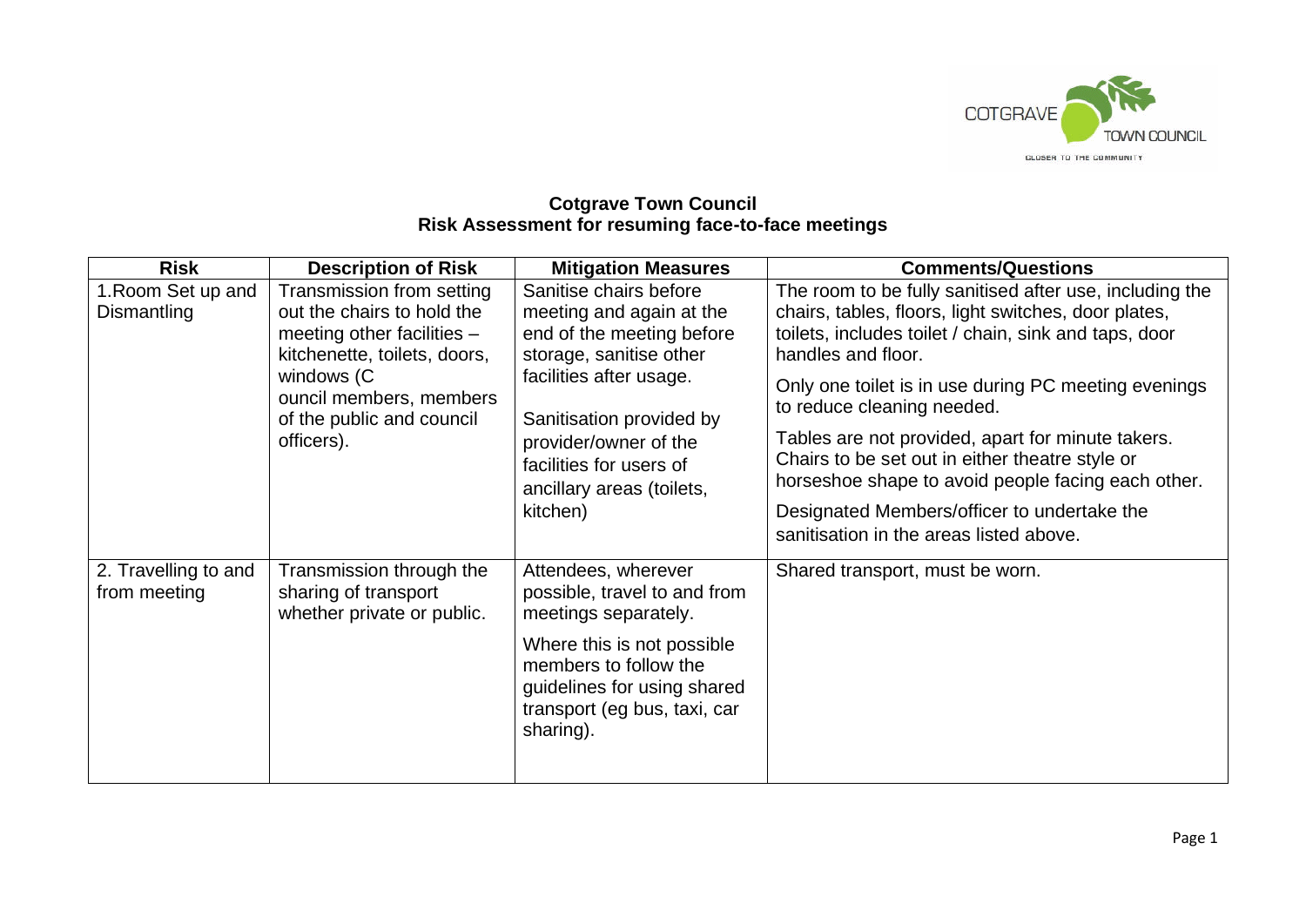**Cotgrave Town Council**
**Risk Assessment for resuming face-to-face meetings**

| Risk | Description of Risk | Mitigation Measures | Comments/Questions |
|---|---|---|---|
| 1.Room Set up and Dismantling | Transmission from setting out the chairs to hold the meeting other facilities – kitchenette, toilets, doors, windows (C ouncil members, members of the public and council officers). | Sanitise chairs before meeting and again at the end of the meeting before storage, sanitise other facilities after usage.<br><br>Sanitisation provided by provider/owner of the facilities for users of ancillary areas (toilets, kitchen) | The room to be fully sanitised after use, including the chairs, tables, floors, light switches, door plates, toilets, includes toilet / chain, sink and taps, door handles and floor.<br><br>Only one toilet is in use during PC meeting evenings to reduce cleaning needed.<br><br>Tables are not provided, apart for minute takers. Chairs to be set out in either theatre style or horseshoe shape to avoid people facing each other.<br><br>Designated Members/officer to undertake the sanitisation in the areas listed above. |
| 2. Travelling to and from meeting | Transmission through the sharing of transport whether private or public. | Attendees, wherever possible, travel to and from meetings separately.<br><br>Where this is not possible members to follow the guidelines for using shared transport (eg bus, taxi, car sharing). | Shared transport, must be worn. |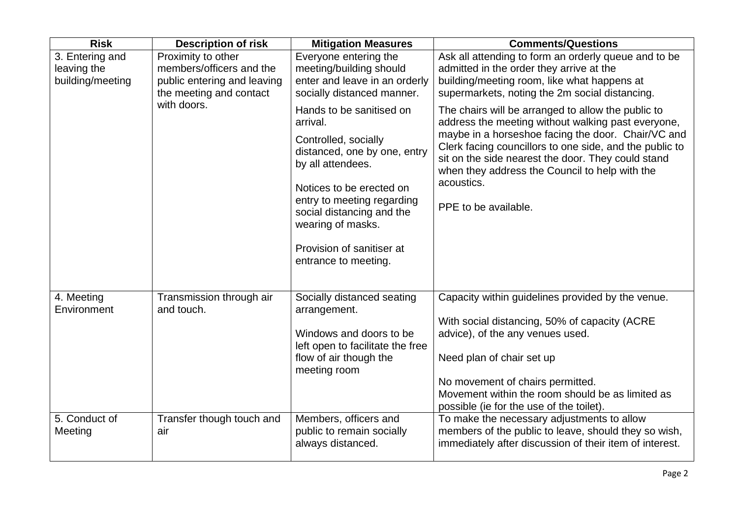| Risk | Description of risk | Mitigation Measures | Comments/Questions |
|---|---|---|---|
| 3. Entering and leaving the building/meeting | Proximity to other members/officers and the public entering and leaving the meeting and contact with doors. | Everyone entering the meeting/building should enter and leave in an orderly socially distanced manner.<br><br>Hands to be sanitised on arrival.<br><br>Controlled, socially distanced, one by one, entry by all attendees.<br><br>Notices to be erected on entry to meeting regarding social distancing and the wearing of masks.<br><br>Provision of sanitiser at entrance to meeting. | Ask all attending to form an orderly queue and to be admitted in the order they arrive at the building/meeting room, like what happens at supermarkets, noting the 2m social distancing.<br><br>The chairs will be arranged to allow the public to address the meeting without walking past everyone, maybe in a horseshoe facing the door. Chair/VC and Clerk facing councillors to one side, and the public to sit on the side nearest the door. They could stand when they address the Council to help with the acoustics.<br><br>PPE to be available. |
| 4. Meeting Environment | Transmission through air and touch. | Socially distanced seating arrangement.<br><br>Windows and doors to be left open to facilitate the free flow of air though the meeting room | Capacity within guidelines provided by the venue.<br><br>With social distancing, 50% of capacity (ACRE advice), of the any venues used.<br><br>Need plan of chair set up<br><br>No movement of chairs permitted.<br>Movement within the room should be as limited as possible (ie for the use of the toilet). |
| 5. Conduct of Meeting | Transfer though touch and air | Members, officers and public to remain socially always distanced. | To make the necessary adjustments to allow members of the public to leave, should they so wish, immediately after discussion of their item of interest. |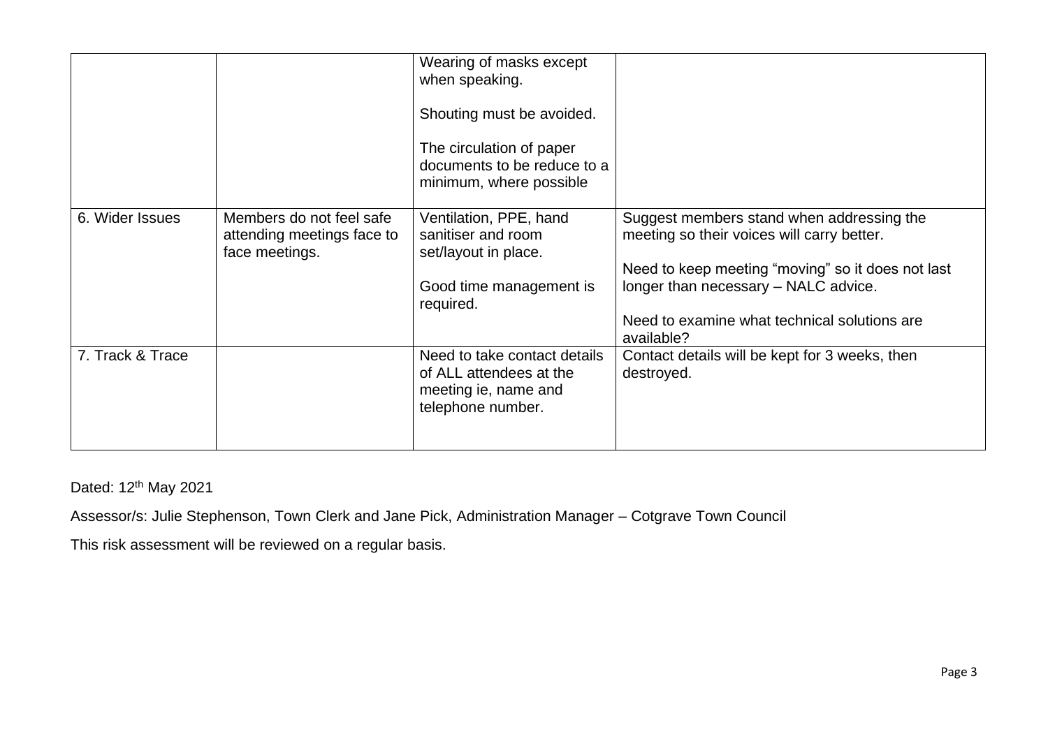| | | | |
|---|---|---|---|
| | | Wearing of masks except when speaking.<br><br>Shouting must be avoided.<br><br>The circulation of paper documents to be reduce to a minimum, where possible | |
| 6. Wider Issues | Members do not feel safe attending meetings face to face meetings. | Ventilation, PPE, hand sanitiser and room set/layout in place.<br><br>Good time management is required. | Suggest members stand when addressing the meeting so their voices will carry better.<br><br>Need to keep meeting "moving" so it does not last longer than necessary – NALC advice.<br><br>Need to examine what technical solutions are available? |
| 7. Track & Trace | | Need to take contact details of ALL attendees at the meeting ie, name and telephone number. | Contact details will be kept for 3 weeks, then destroyed. |

Dated: 12th May 2021

Assessor/s: Julie Stephenson, Town Clerk and Jane Pick, Administration Manager – Cotgrave Town Council

This risk assessment will be reviewed on a regular basis.